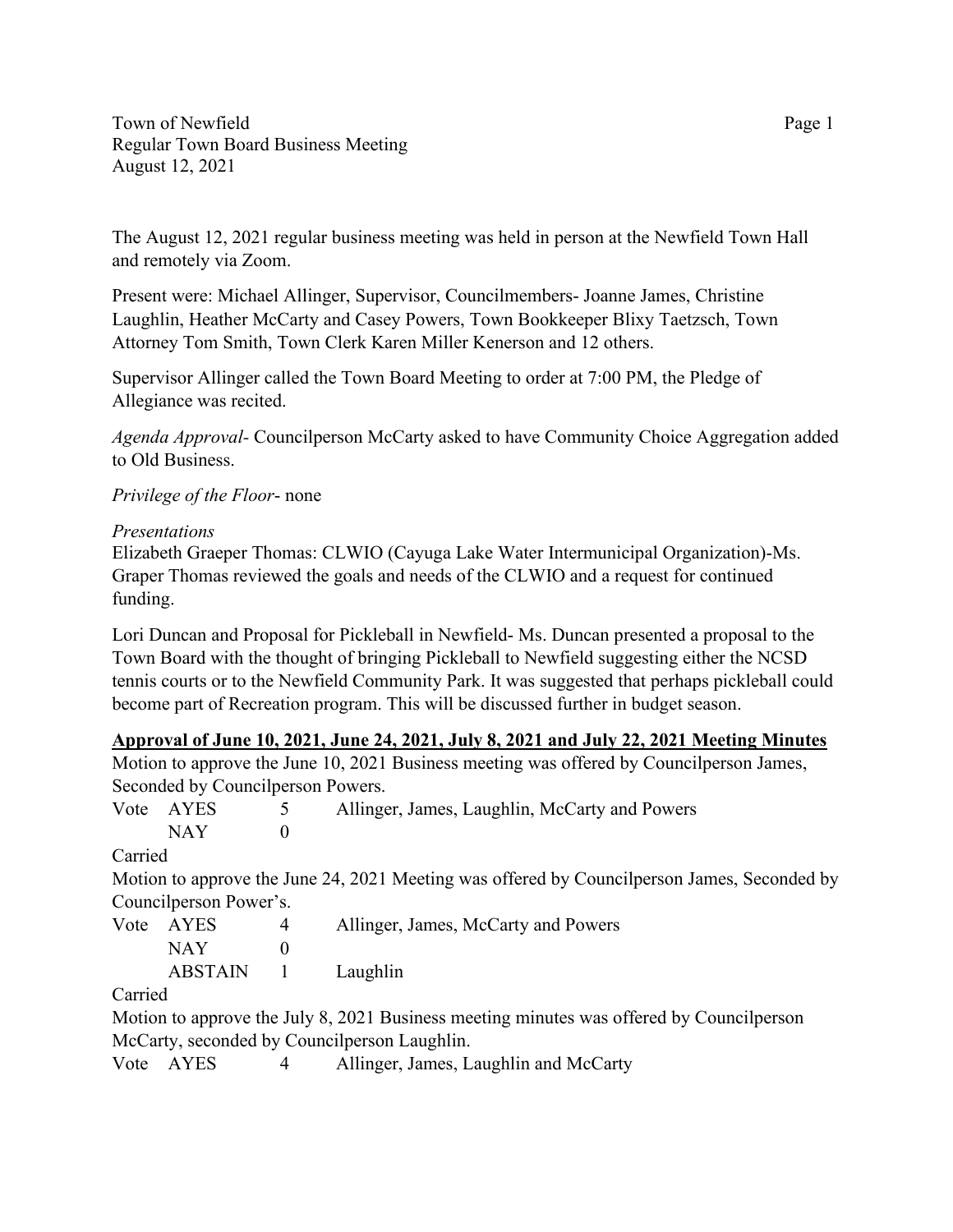Town of Newfield
Regular Town Board Business Meeting
August 12, 2021

The August 12, 2021 regular business meeting was held in person at the Newfield Town Hall and remotely via Zoom.

Present were: Michael Allinger, Supervisor, Councilmembers- Joanne James, Christine Laughlin, Heather McCarty and Casey Powers, Town Bookkeeper Blixy Taetzsch, Town Attorney Tom Smith, Town Clerk Karen Miller Kenerson and 12 others.

Supervisor Allinger called the Town Board Meeting to order at 7:00 PM, the Pledge of Allegiance was recited.

*Agenda Approval*- Councilperson McCarty asked to have Community Choice Aggregation added to Old Business.

*Privilege of the Floor*- none

*Presentations*
Elizabeth Graeper Thomas: CLWIO (Cayuga Lake Water Intermunicipal Organization)-Ms. Graper Thomas reviewed the goals and needs of the CLWIO and a request for continued funding.

Lori Duncan and Proposal for Pickleball in Newfield- Ms. Duncan presented a proposal to the Town Board with the thought of bringing Pickleball to Newfield suggesting either the NCSD tennis courts or to the Newfield Community Park. It was suggested that perhaps pickleball could become part of Recreation program. This will be discussed further in budget season.

**Approval of June 10, 2021, June 24, 2021, July 8, 2021 and July 22, 2021 Meeting Minutes**

Motion to approve the June 10, 2021 Business meeting was offered by Councilperson James, Seconded by Councilperson Powers.

| Vote | AYES | 5 | Allinger, James, Laughlin, McCarty and Powers |
|---|---|---|---|
| | NAY | 0 | |

Carried

Motion to approve the June 24, 2021 Meeting was offered by Councilperson James, Seconded by Councilperson Power's.

| Vote | AYES | 4 | Allinger, James, McCarty and Powers |
|---|---|---|---|
| | NAY | 0 | |
| | ABSTAIN | 1 | Laughlin |

Carried

Motion to approve the July 8, 2021 Business meeting minutes was offered by Councilperson McCarty, seconded by Councilperson Laughlin.

| Vote | AYES | 4 | Allinger, James, Laughlin and McCarty |
|---|---|---|---|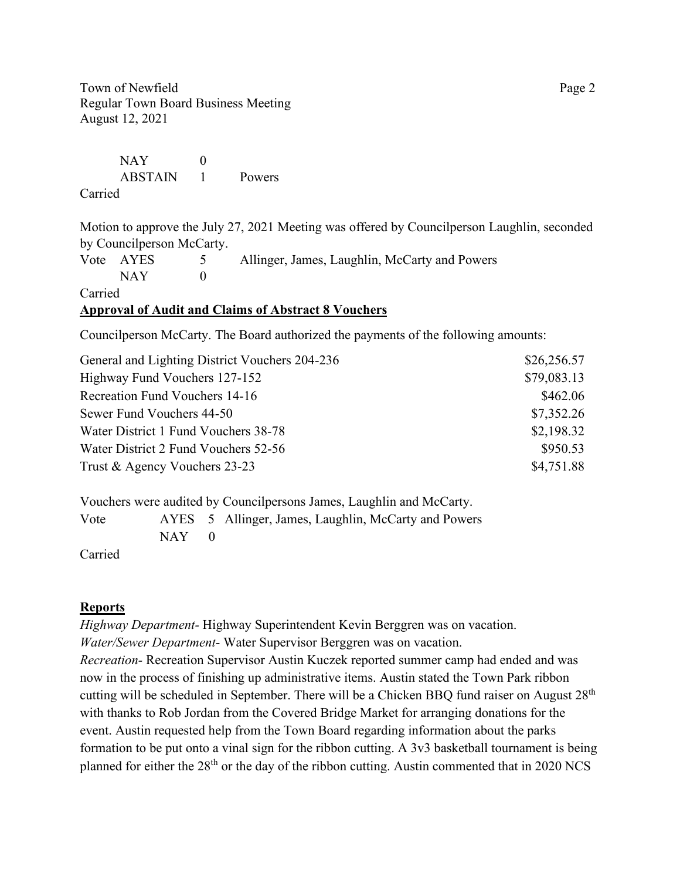NAY 0
ABSTAIN 1 Powers

Carried

Motion to approve the July 27, 2021 Meeting was offered by Councilperson Laughlin, seconded by Councilperson McCarty.

Vote AYES 5 Allinger, James, Laughlin, McCarty and Powers
NAY 0

Carried

**Approval of Audit and Claims of Abstract 8 Vouchers**

Councilperson McCarty. The Board authorized the payments of the following amounts:

| | |
|---|---:|
| General and Lighting District Vouchers 204-236 | $26,256.57 |
| Highway Fund Vouchers 127-152 | $79,083.13 |
| Recreation Fund Vouchers 14-16 | $462.06 |
| Sewer Fund Vouchers 44-50 | $7,352.26 |
| Water District 1 Fund Vouchers 38-78 | $2,198.32 |
| Water District 2 Fund Vouchers 52-56 | $950.53 |
| Trust & Agency Vouchers 23-23 | $4,751.88 |

Vouchers were audited by Councilpersons James, Laughlin and McCarty.

Vote AYES 5 Allinger, James, Laughlin, McCarty and Powers
NAY 0

Carried

**Reports**

*Highway Department*- Highway Superintendent Kevin Berggren was on vacation.

*Water/Sewer Department*- Water Supervisor Berggren was on vacation.

*Recreation*- Recreation Supervisor Austin Kuczek reported summer camp had ended and was now in the process of finishing up administrative items. Austin stated the Town Park ribbon cutting will be scheduled in September. There will be a Chicken BBQ fund raiser on August 28th with thanks to Rob Jordan from the Covered Bridge Market for arranging donations for the event. Austin requested help from the Town Board regarding information about the parks formation to be put onto a vinal sign for the ribbon cutting. A 3v3 basketball tournament is being planned for either the 28th or the day of the ribbon cutting. Austin commented that in 2020 NCS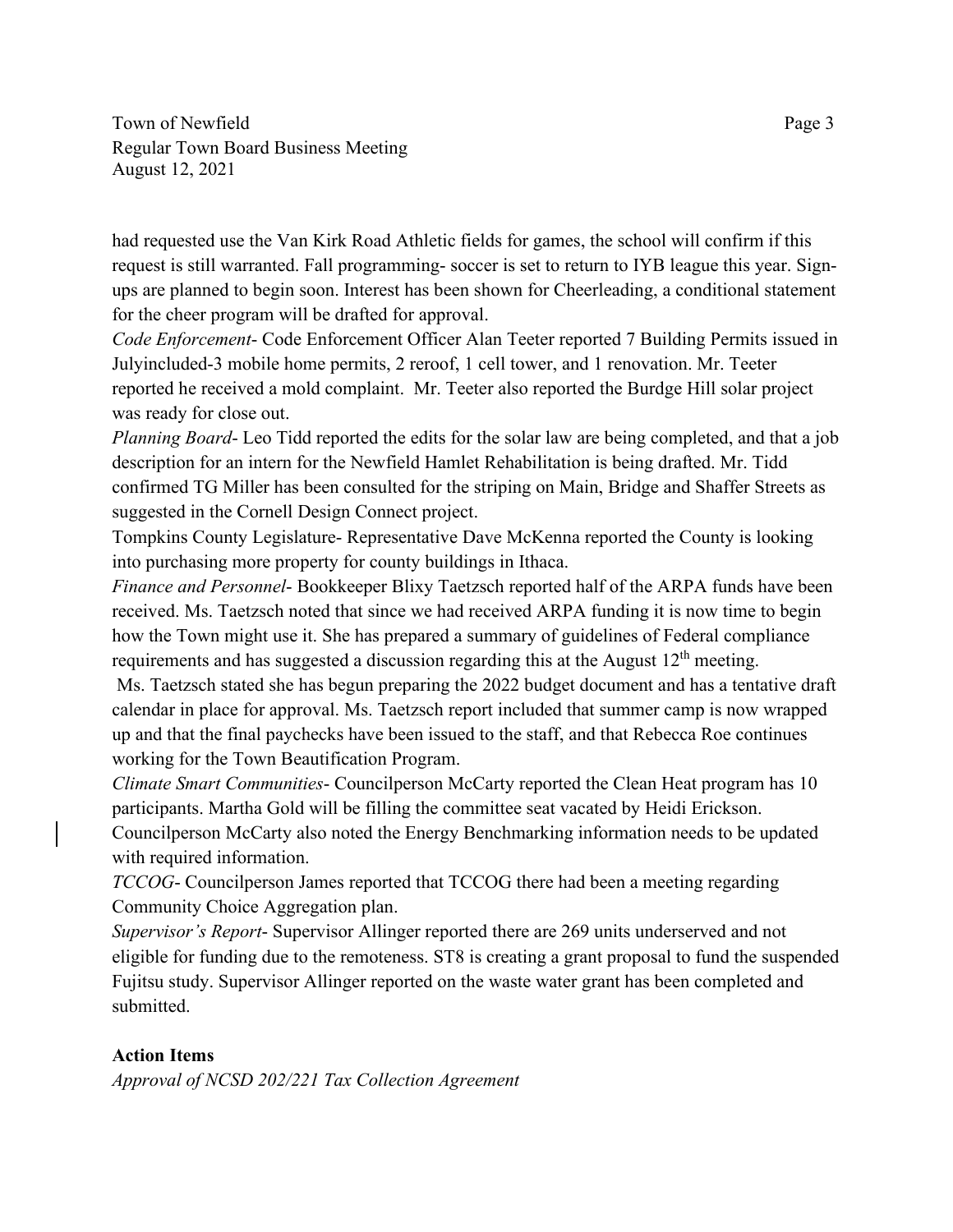had requested use the Van Kirk Road Athletic fields for games, the school will confirm if this request is still warranted. Fall programming- soccer is set to return to IYB league this year. Sign-ups are planned to begin soon. Interest has been shown for Cheerleading, a conditional statement for the cheer program will be drafted for approval.

*Code Enforcement*- Code Enforcement Officer Alan Teeter reported 7 Building Permits issued in Julyincluded-3 mobile home permits, 2 reroof, 1 cell tower, and 1 renovation. Mr. Teeter reported he received a mold complaint. Mr. Teeter also reported the Burdge Hill solar project was ready for close out.

*Planning Board*- Leo Tidd reported the edits for the solar law are being completed, and that a job description for an intern for the Newfield Hamlet Rehabilitation is being drafted. Mr. Tidd confirmed TG Miller has been consulted for the striping on Main, Bridge and Shaffer Streets as suggested in the Cornell Design Connect project.

Tompkins County Legislature- Representative Dave McKenna reported the County is looking into purchasing more property for county buildings in Ithaca.

*Finance and Personnel*- Bookkeeper Blixy Taetzsch reported half of the ARPA funds have been received. Ms. Taetzsch noted that since we had received ARPA funding it is now time to begin how the Town might use it. She has prepared a summary of guidelines of Federal compliance requirements and has suggested a discussion regarding this at the August 12th meeting.

Ms. Taetzsch stated she has begun preparing the 2022 budget document and has a tentative draft calendar in place for approval. Ms. Taetzsch report included that summer camp is now wrapped up and that the final paychecks have been issued to the staff, and that Rebecca Roe continues working for the Town Beautification Program.

*Climate Smart Communities*- Councilperson McCarty reported the Clean Heat program has 10 participants. Martha Gold will be filling the committee seat vacated by Heidi Erickson. Councilperson McCarty also noted the Energy Benchmarking information needs to be updated with required information.

*TCCOG*- Councilperson James reported that TCCOG there had been a meeting regarding Community Choice Aggregation plan.

*Supervisor's Report*- Supervisor Allinger reported there are 269 units underserved and not eligible for funding due to the remoteness. ST8 is creating a grant proposal to fund the suspended Fujitsu study. Supervisor Allinger reported on the waste water grant has been completed and submitted.

**Action Items**

*Approval of NCSD 202/221 Tax Collection Agreement*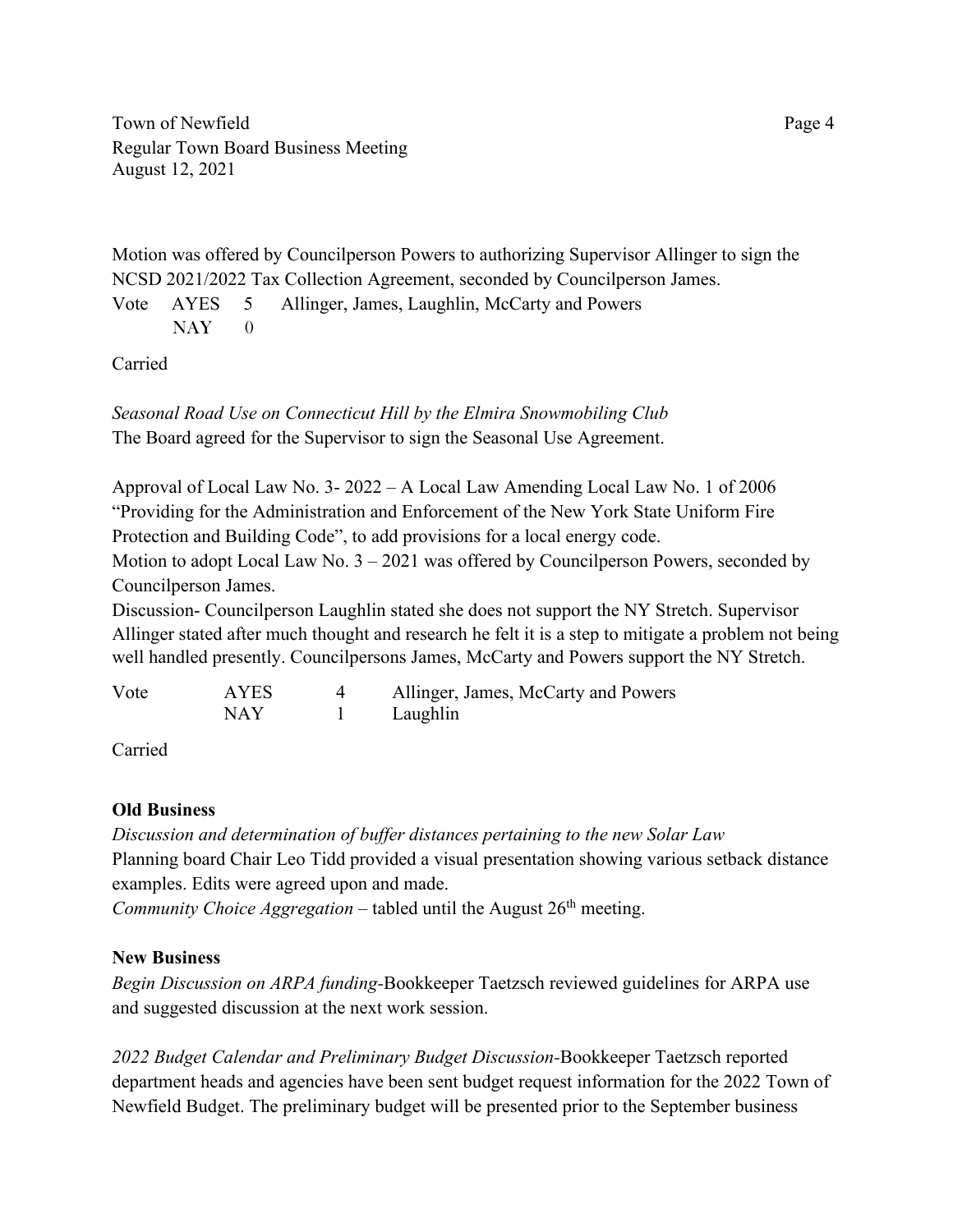Motion was offered by Councilperson Powers to authorizing Supervisor Allinger to sign the NCSD 2021/2022 Tax Collection Agreement, seconded by Councilperson James.

| Vote | AYES | 5 | Allinger, James, Laughlin, McCarty and Powers |
|---|---|---|---|
| | NAY | 0 | |

Carried

*Seasonal Road Use on Connecticut Hill by the Elmira Snowmobiling Club*
The Board agreed for the Supervisor to sign the Seasonal Use Agreement.

Approval of Local Law No. 3- 2022 – A Local Law Amending Local Law No. 1 of 2006 "Providing for the Administration and Enforcement of the New York State Uniform Fire Protection and Building Code", to add provisions for a local energy code.
Motion to adopt Local Law No. 3 – 2021 was offered by Councilperson Powers, seconded by Councilperson James.
Discussion- Councilperson Laughlin stated she does not support the NY Stretch. Supervisor Allinger stated after much thought and research he felt it is a step to mitigate a problem not being well handled presently. Councilpersons James, McCarty and Powers support the NY Stretch.

| Vote | AYES | 4 | Allinger, James, McCarty and Powers |
|---|---|---|---|
| | NAY | 1 | Laughlin |

Carried

**Old Business**

*Discussion and determination of buffer distances pertaining to the new Solar Law*
Planning board Chair Leo Tidd provided a visual presentation showing various setback distance examples. Edits were agreed upon and made.
*Community Choice Aggregation* – tabled until the August 26th meeting.

**New Business**

*Begin Discussion on ARPA funding*-Bookkeeper Taetzsch reviewed guidelines for ARPA use and suggested discussion at the next work session.

*2022 Budget Calendar and Preliminary Budget Discussion*-Bookkeeper Taetzsch reported department heads and agencies have been sent budget request information for the 2022 Town of Newfield Budget. The preliminary budget will be presented prior to the September business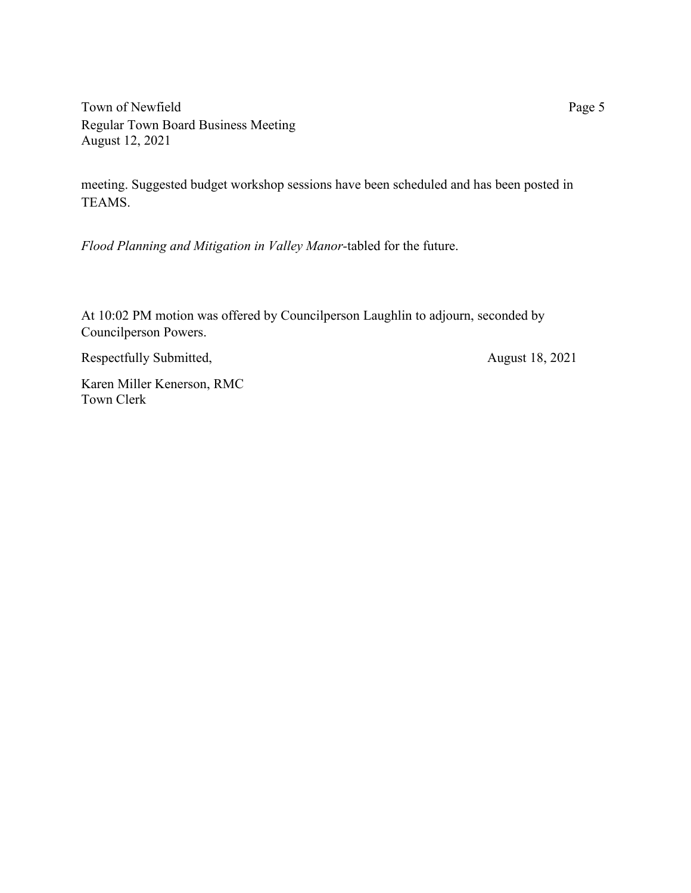meeting. Suggested budget workshop sessions have been scheduled and has been posted in TEAMS.

*Flood Planning and Mitigation in Valley Manor*-tabled for the future.

At 10:02 PM motion was offered by Councilperson Laughlin to adjourn, seconded by Councilperson Powers.

Respectfully Submitted, August 18, 2021

Karen Miller Kenerson, RMC
Town Clerk